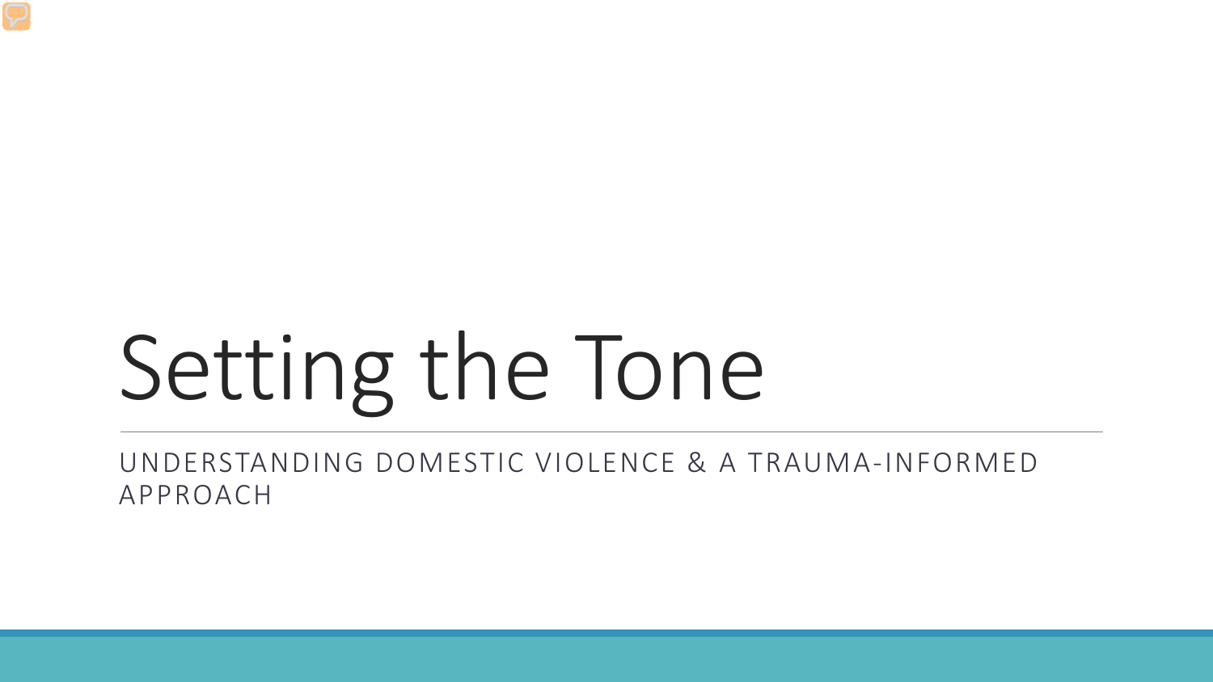# Setting the Tone

UNDERSTANDING DOMESTIC VIOLENCE & A TRAUMA-INFORMED APPROACH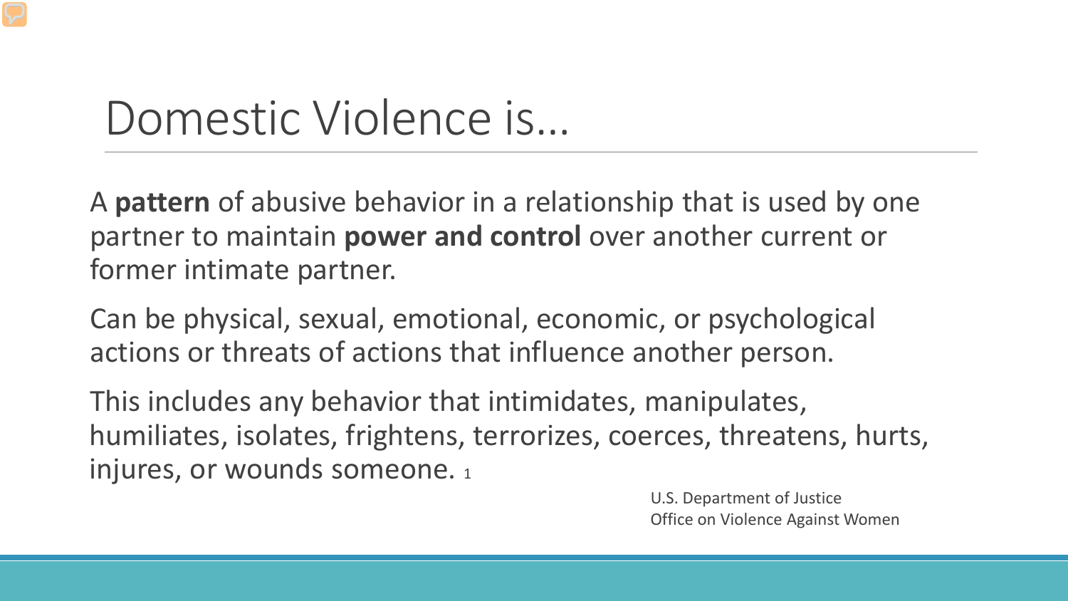# Domestic Violence is…

A **pattern** of abusive behavior in a relationship that is used by one partner to maintain **power and control** over another current or former intimate partner.

Can be physical, sexual, emotional, economic, or psychological actions or threats of actions that influence another person.

This includes any behavior that intimidates, manipulates, humiliates, isolates, frightens, terrorizes, coerces, threatens, hurts, injures, or wounds someone. [1]

U.S. Department of Justice
Office on Violence Against Women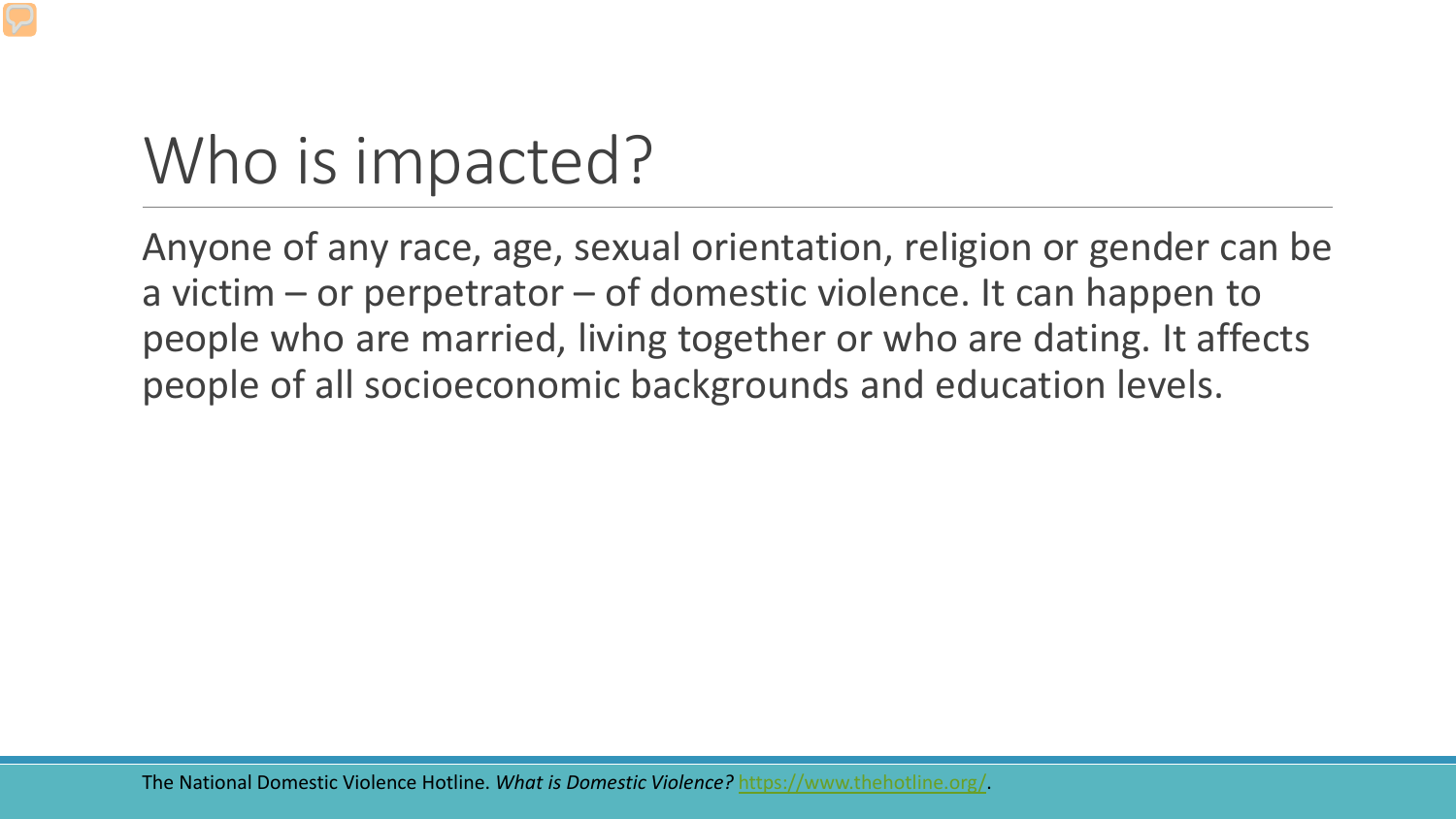# Who is impacted?

Anyone of any race, age, sexual orientation, religion or gender can be a victim – or perpetrator – of domestic violence. It can happen to people who are married, living together or who are dating. It affects people of all socioeconomic backgrounds and education levels.

The National Domestic Violence Hotline. *What is Domestic Violence?* https://www.thehotline.org/.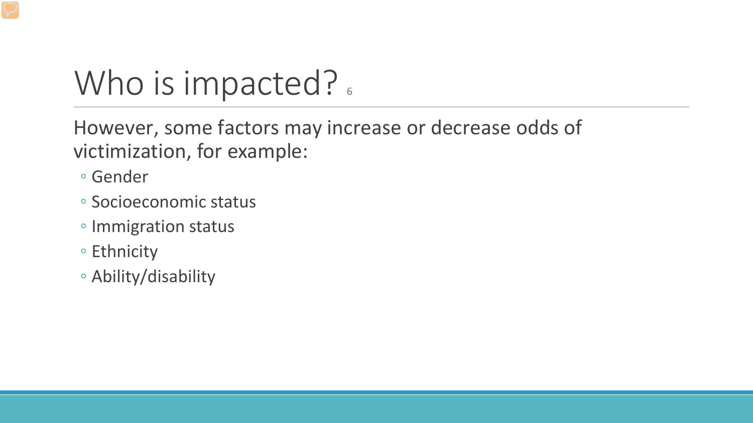# Who is impacted? [6]

However, some factors may increase or decrease odds of victimization, for example:

- Gender
- Socioeconomic status
- Immigration status
- Ethnicity
- Ability/disability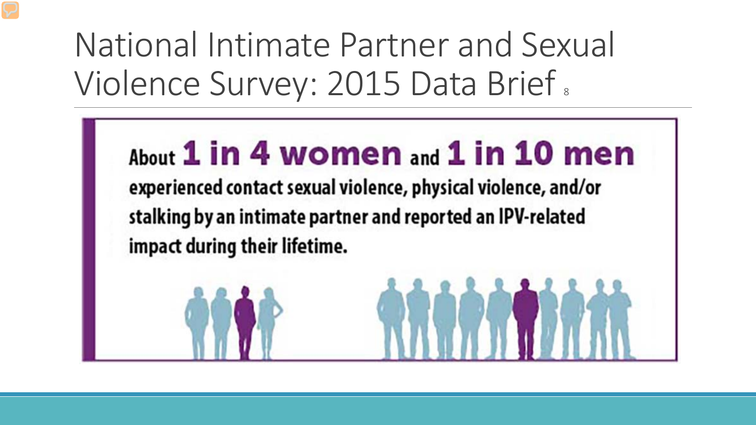# National Intimate Partner and Sexual Violence Survey: 2015 Data Brief [8]

**About 1 in 4 women and 1 in 10 men**

**experienced contact sexual violence, physical violence, and/or stalking by an intimate partner and reported an IPV-related impact during their lifetime.**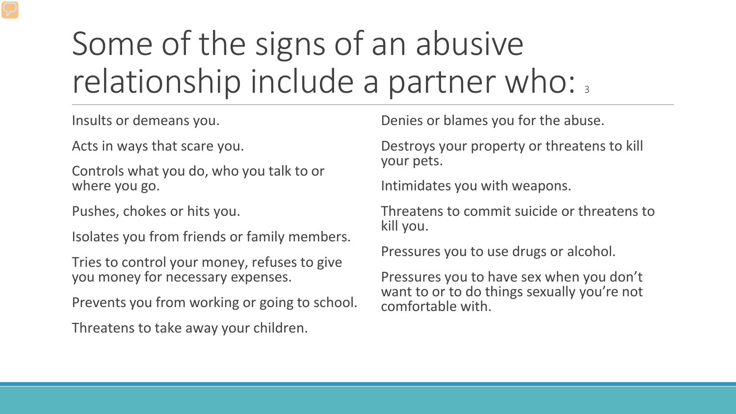# Some of the signs of an abusive relationship include a partner who: [3]

- Insults or demeans you.
- Acts in ways that scare you.
- Controls what you do, who you talk to or where you go.
- Pushes, chokes or hits you.
- Isolates you from friends or family members.
- Tries to control your money, refuses to give you money for necessary expenses.
- Prevents you from working or going to school.
- Threatens to take away your children.
- Denies or blames you for the abuse.
- Destroys your property or threatens to kill your pets.
- Intimidates you with weapons.
- Threatens to commit suicide or threatens to kill you.
- Pressures you to use drugs or alcohol.
- Pressures you to have sex when you don't want to or to do things sexually you're not comfortable with.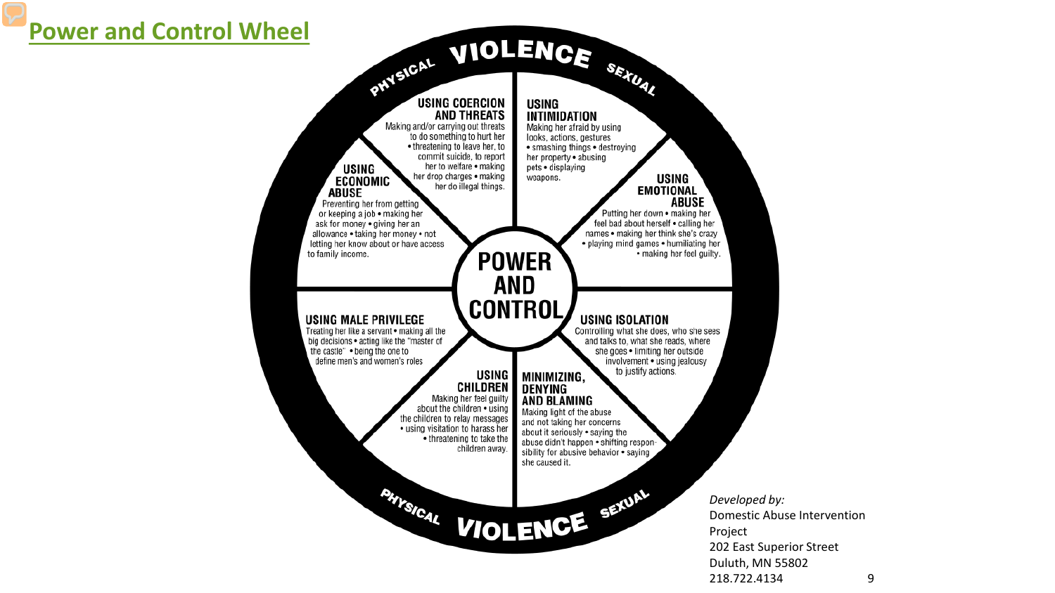## Power and Control Wheel

PHYSICAL VIOLENCE SEXUAL

**USING COERCION AND THREATS**
Making and/or carrying out threats to do something to hurt her • threatening to leave her, to commit suicide, to report her to welfare • making her drop charges • making her do illegal things.

**USING INTIMIDATION**
Making her afraid by using looks, actions, gestures • smashing things • destroying her property • abusing pets • displaying weapons.

**USING EMOTIONAL ABUSE**
Putting her down • making her feel bad about herself • calling her names • making her think she's crazy • playing mind games • humiliating her • making her feel guilty.

**USING ISOLATION**
Controlling what she does, who she sees and talks to, what she reads, where she goes • limiting her outside involvement • using jealousy to justify actions.

**MINIMIZING, DENYING AND BLAMING**
Making light of the abuse and not taking her concerns about it seriously • saying the abuse didn't happen • shifting responsibility for abusive behavior • saying she caused it.

**USING CHILDREN**
Making her feel guilty about the children • using the children to relay messages • using visitation to harass her • threatening to take the children away.

**USING MALE PRIVILEGE**
Treating her like a servant • making all the big decisions • acting like the "master of the castle" • being the one to define men's and women's roles

**USING ECONOMIC ABUSE**
Preventing her from getting or keeping a job • making her ask for money • giving her an allowance • taking her money • not letting her know about or have access to family income.

**POWER AND CONTROL**

PHYSICAL VIOLENCE SEXUAL

*Developed by:*
Domestic Abuse Intervention Project
202 East Superior Street
Duluth, MN 55802
218.722.4134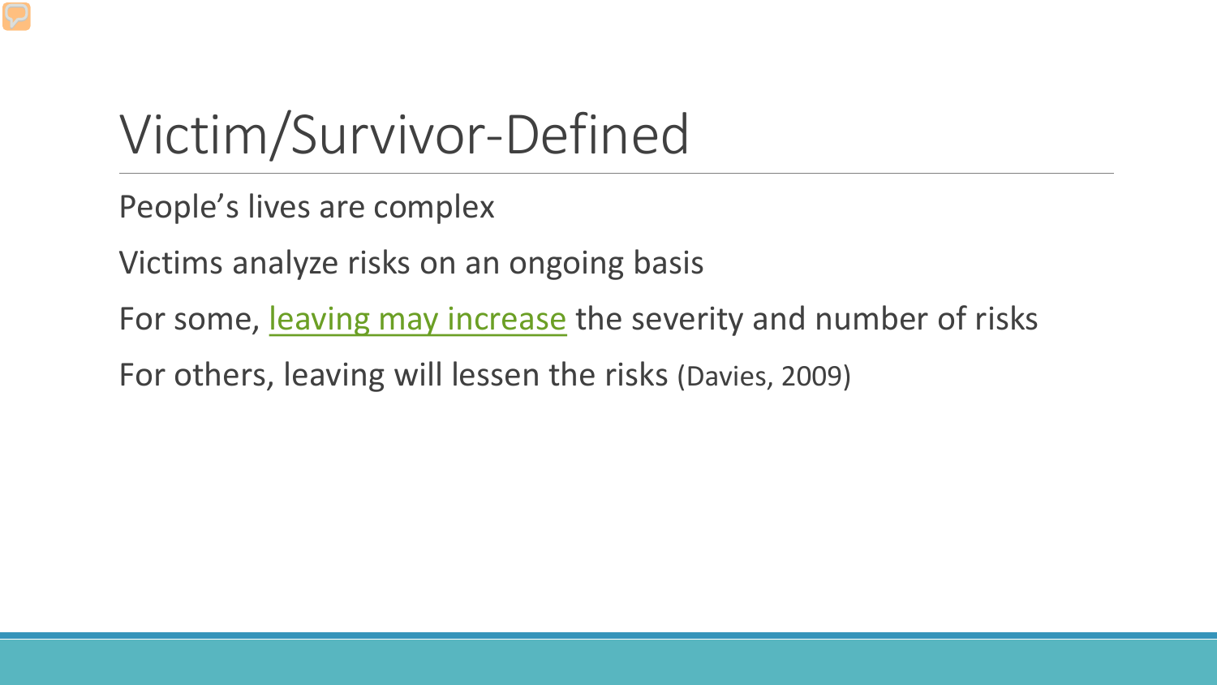# Victim/Survivor-Defined

People's lives are complex

Victims analyze risks on an ongoing basis

For some, leaving may increase the severity and number of risks

For others, leaving will lessen the risks (Davies, 2009)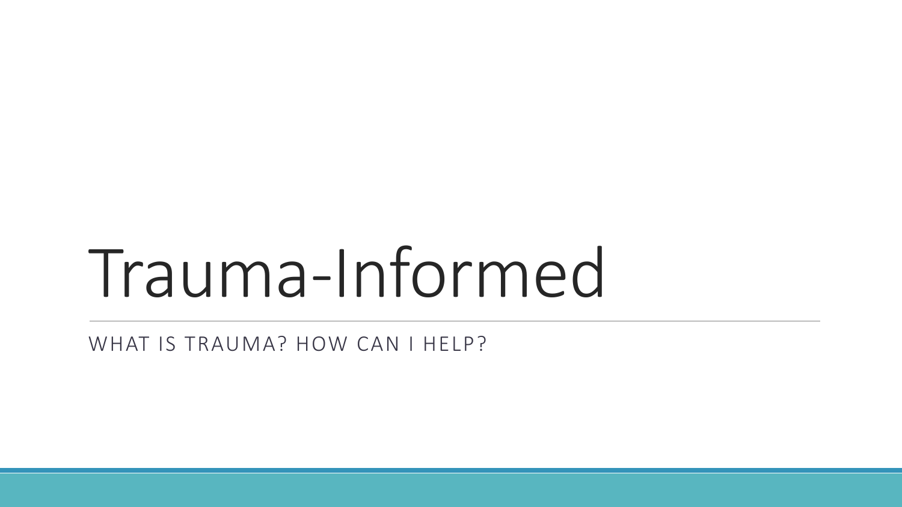# Trauma-Informed

WHAT IS TRAUMA? HOW CAN I HELP?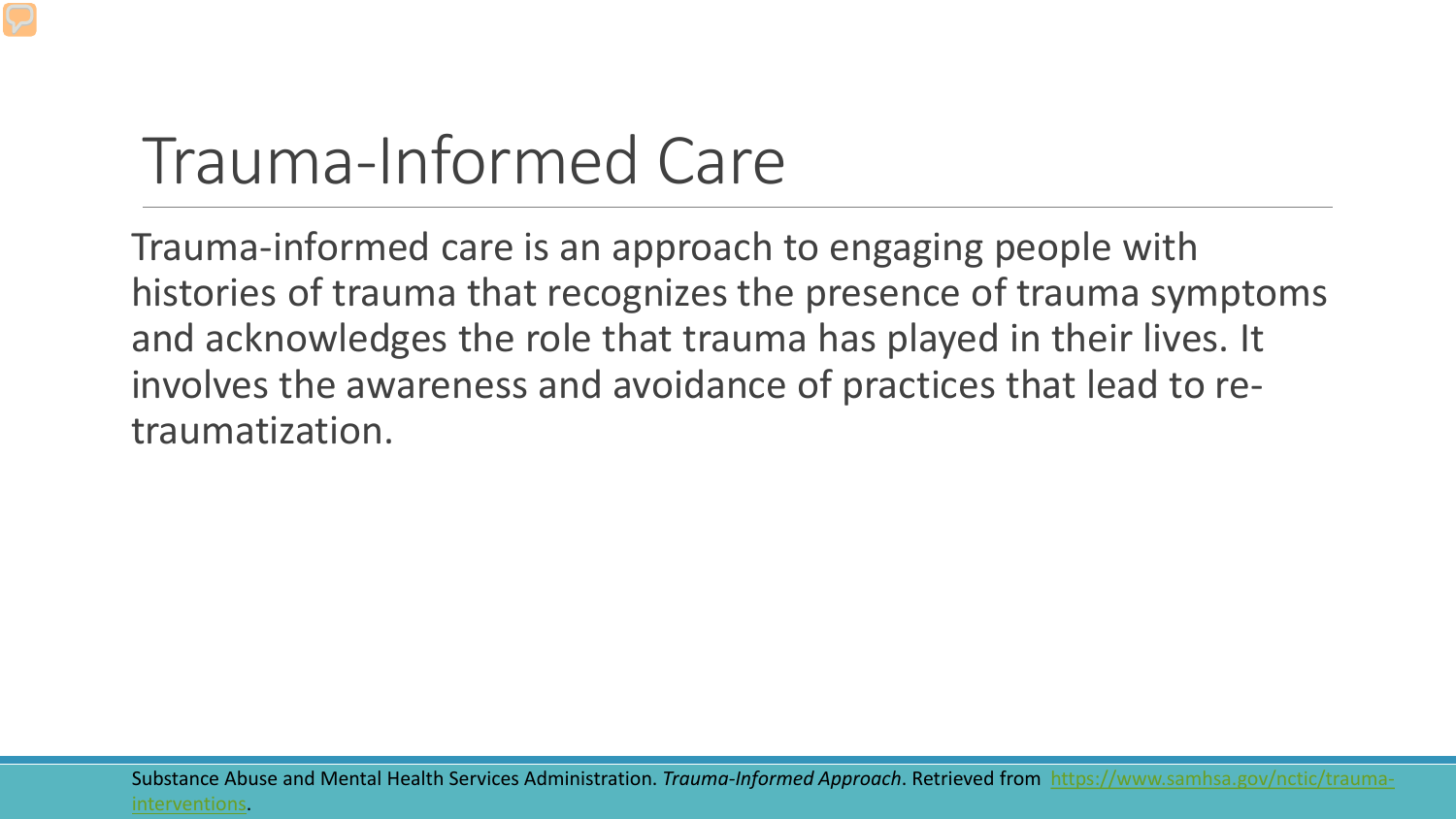# Trauma-Informed Care

Trauma-informed care is an approach to engaging people with histories of trauma that recognizes the presence of trauma symptoms and acknowledges the role that trauma has played in their lives. It involves the awareness and avoidance of practices that lead to re-traumatization.

Substance Abuse and Mental Health Services Administration. *Trauma-Informed Approach*. Retrieved from [https://www.samhsa.gov/nctic/trauma-interventions](https://www.samhsa.gov/nctic/trauma-interventions).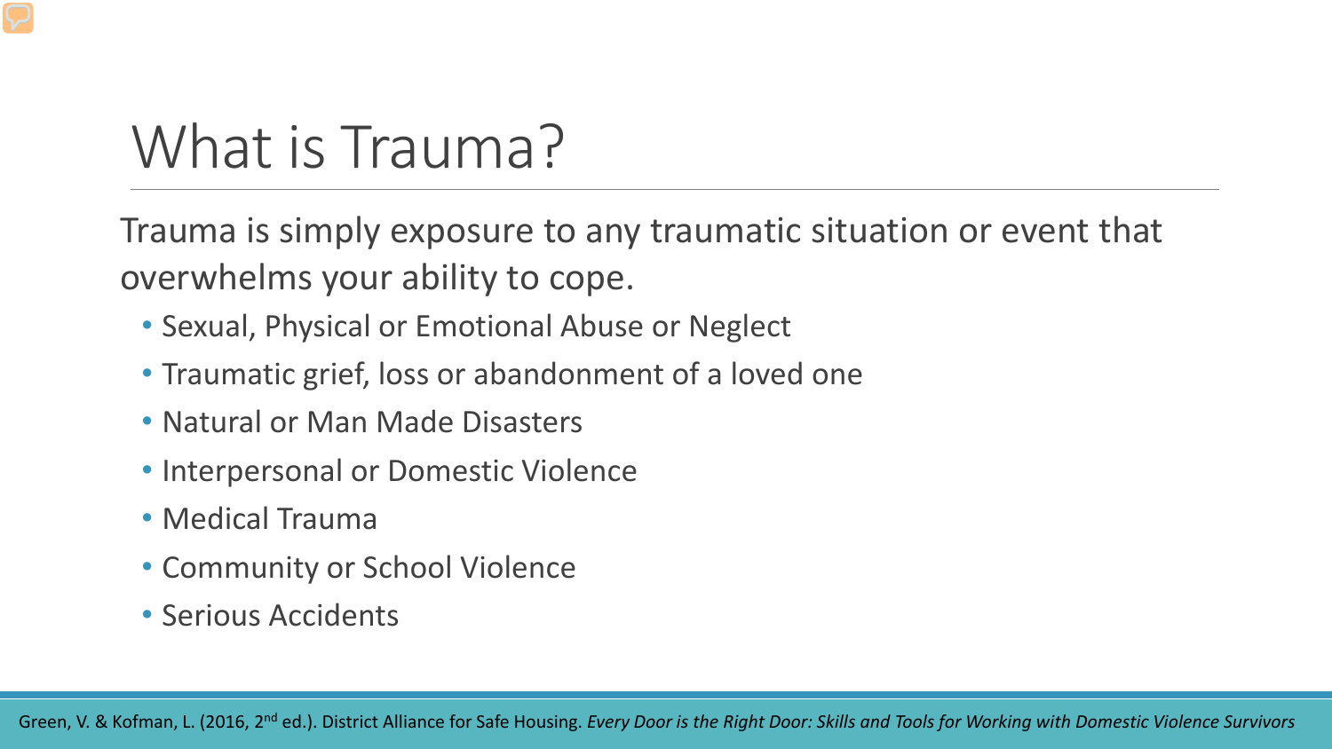# What is Trauma?

Trauma is simply exposure to any traumatic situation or event that overwhelms your ability to cope.

- Sexual, Physical or Emotional Abuse or Neglect
- Traumatic grief, loss or abandonment of a loved one
- Natural or Man Made Disasters
- Interpersonal or Domestic Violence
- Medical Trauma
- Community or School Violence
- Serious Accidents

Green, V. & Kofman, L. (2016, 2nd ed.). District Alliance for Safe Housing. *Every Door is the Right Door: Skills and Tools for Working with Domestic Violence Survivors*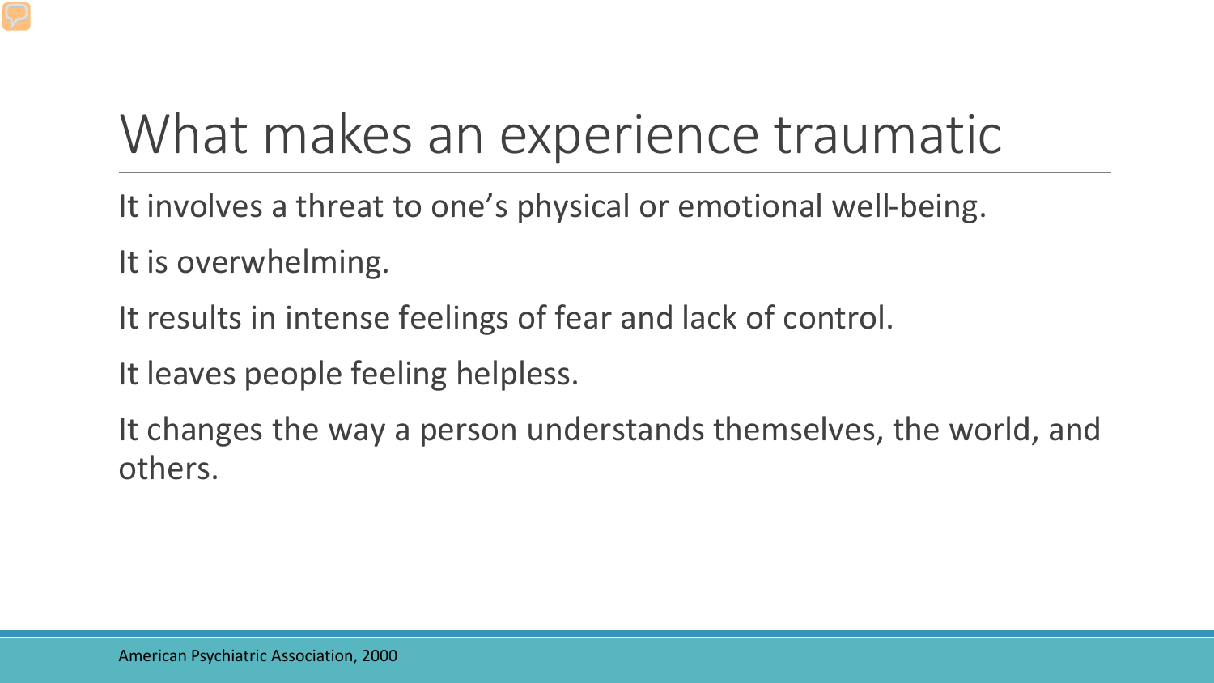# What makes an experience traumatic

It involves a threat to one's physical or emotional well-being.

It is overwhelming.

It results in intense feelings of fear and lack of control.

It leaves people feeling helpless.

It changes the way a person understands themselves, the world, and others.

American Psychiatric Association, 2000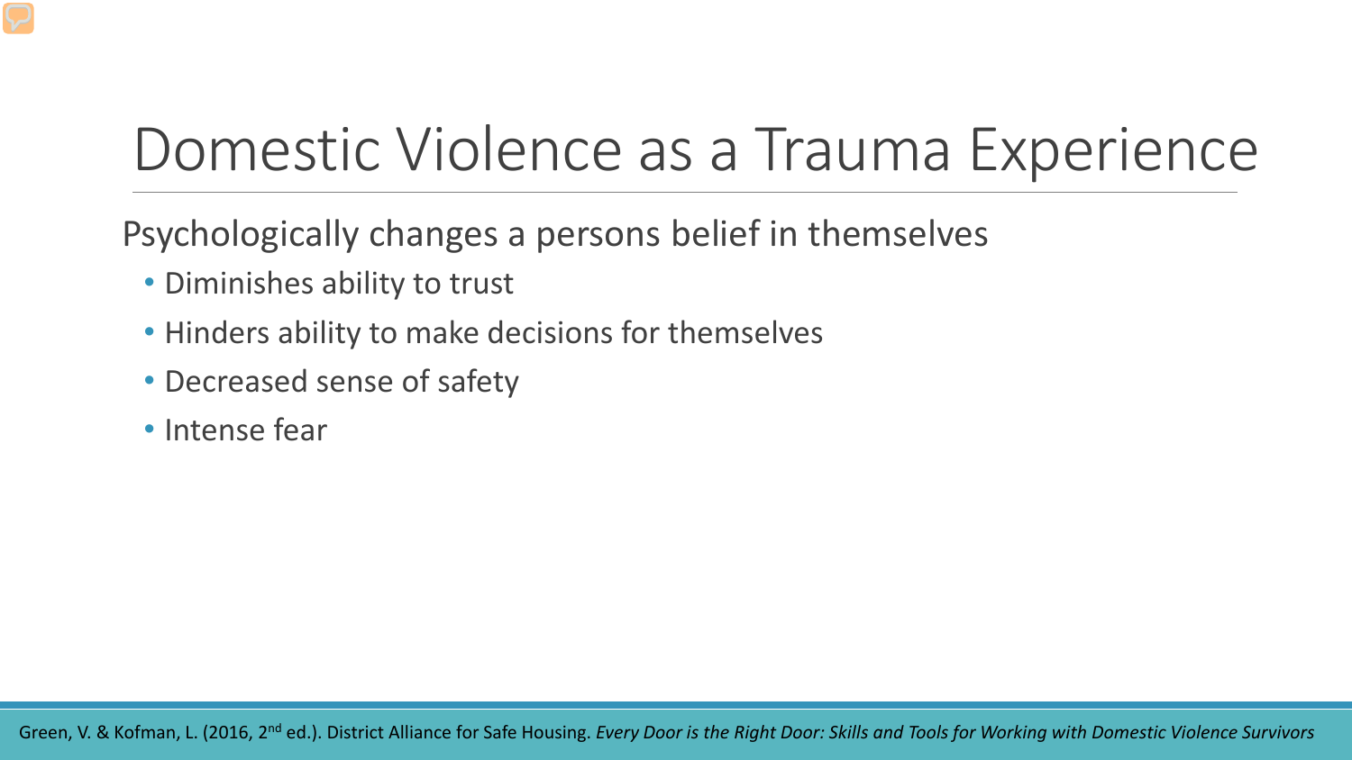# Domestic Violence as a Trauma Experience

Psychologically changes a persons belief in themselves

- Diminishes ability to trust
- Hinders ability to make decisions for themselves
- Decreased sense of safety
- Intense fear

Green, V. & Kofman, L. (2016, 2nd ed.). District Alliance for Safe Housing. *Every Door is the Right Door: Skills and Tools for Working with Domestic Violence Survivors*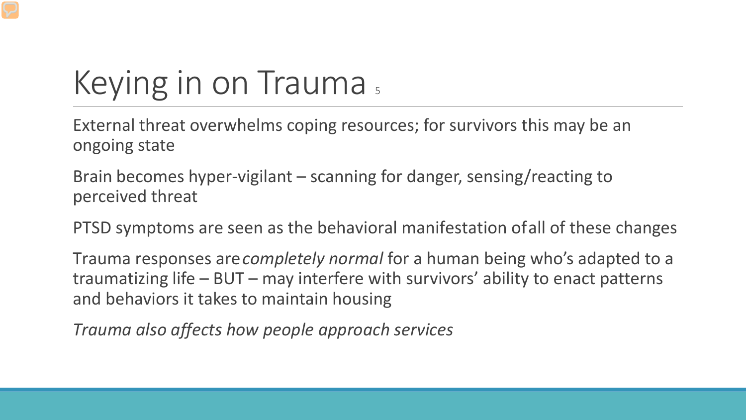# Keying in on Trauma[5]

External threat overwhelms coping resources; for survivors this may be an ongoing state

Brain becomes hyper-vigilant – scanning for danger, sensing/reacting to perceived threat

PTSD symptoms are seen as the behavioral manifestation of all of these changes

Trauma responses are *completely normal* for a human being who's adapted to a traumatizing life – BUT – may interfere with survivors' ability to enact patterns and behaviors it takes to maintain housing

*Trauma also affects how people approach services*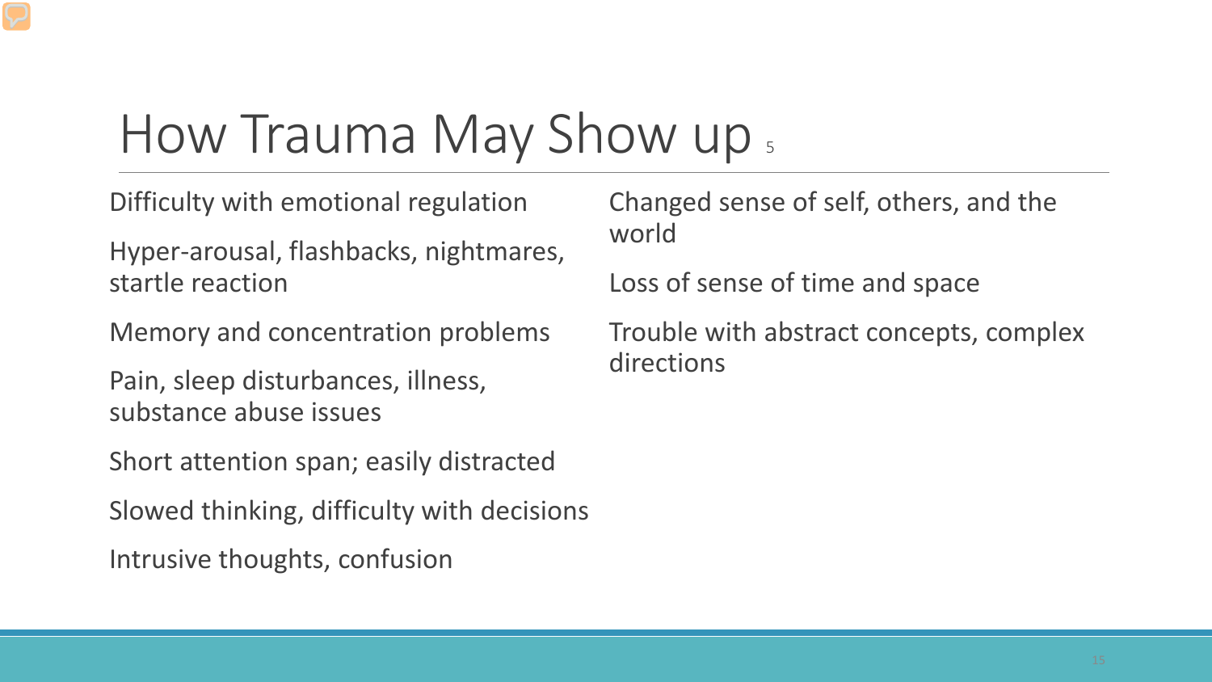# How Trauma May Show up [5]

- Difficulty with emotional regulation
- Hyper-arousal, flashbacks, nightmares, startle reaction
- Memory and concentration problems
- Pain, sleep disturbances, illness, substance abuse issues
- Short attention span; easily distracted
- Slowed thinking, difficulty with decisions
- Intrusive thoughts, confusion
- Changed sense of self, others, and the world
- Loss of sense of time and space
- Trouble with abstract concepts, complex directions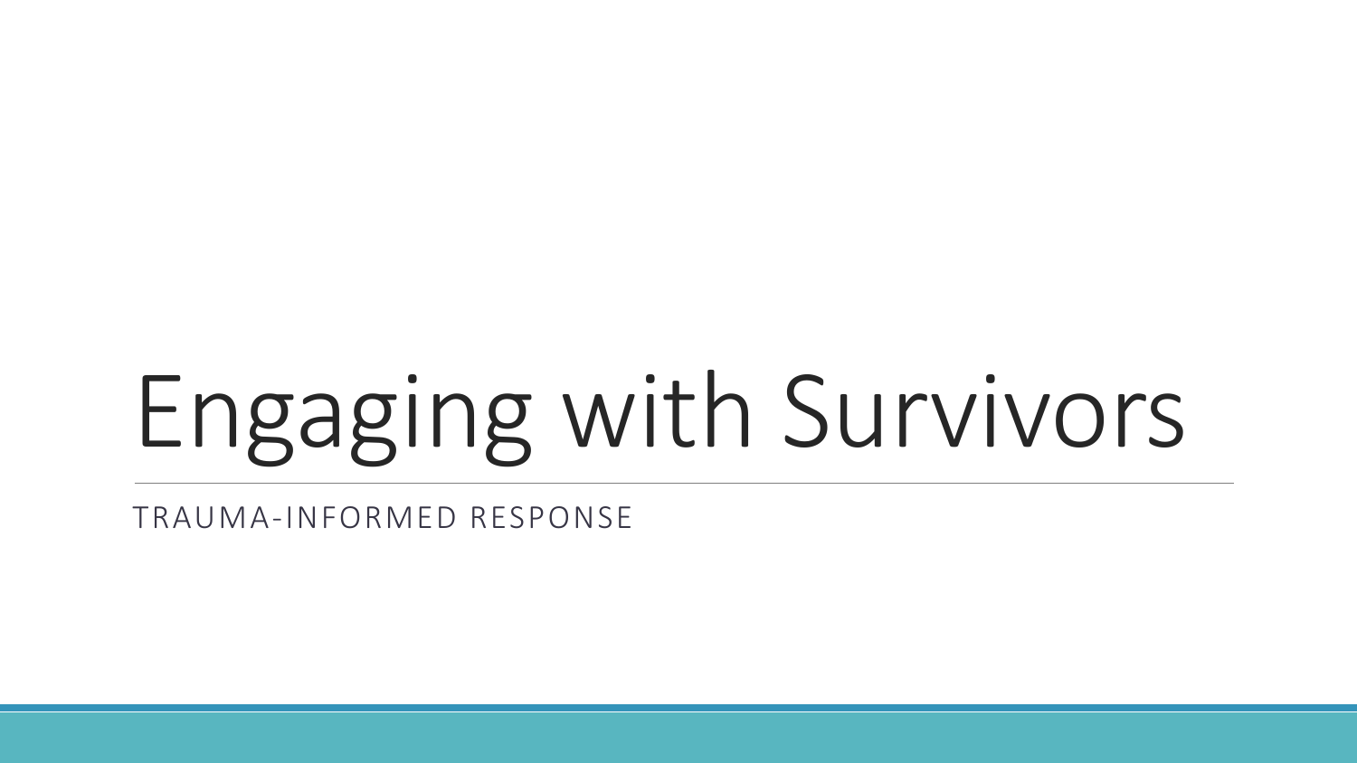# Engaging with Survivors

TRAUMA-INFORMED RESPONSE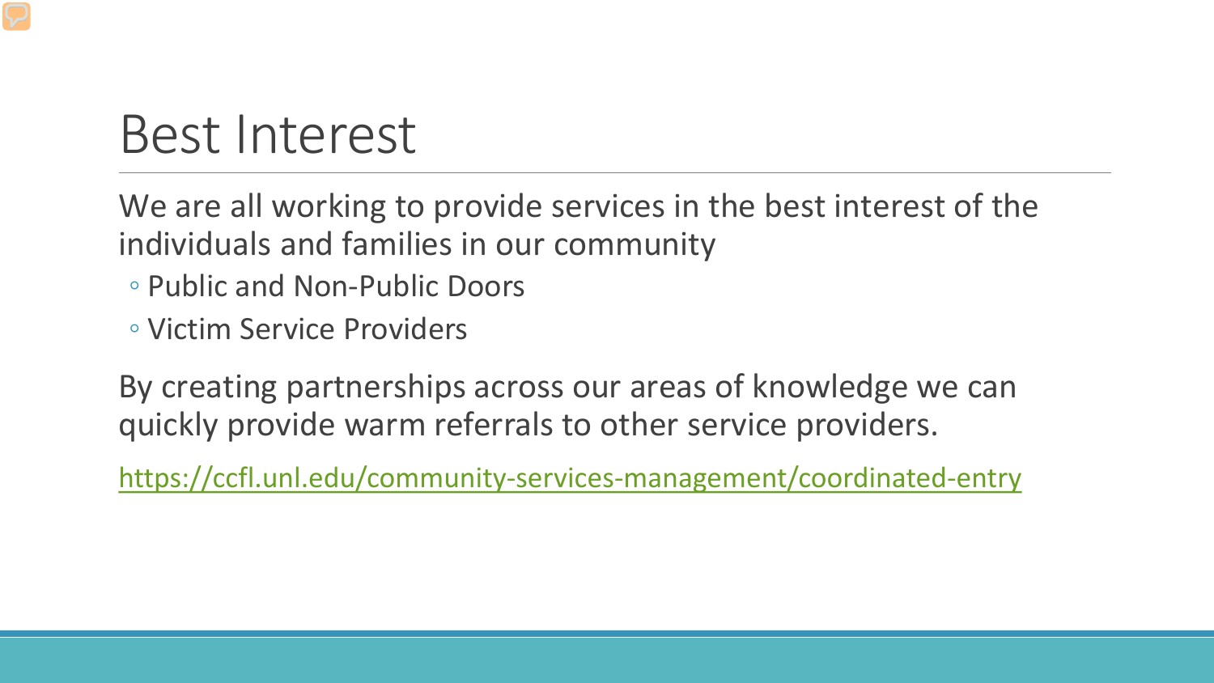# Best Interest

We are all working to provide services in the best interest of the individuals and families in our community

- Public and Non-Public Doors
- Victim Service Providers

By creating partnerships across our areas of knowledge we can quickly provide warm referrals to other service providers.

https://ccfl.unl.edu/community-services-management/coordinated-entry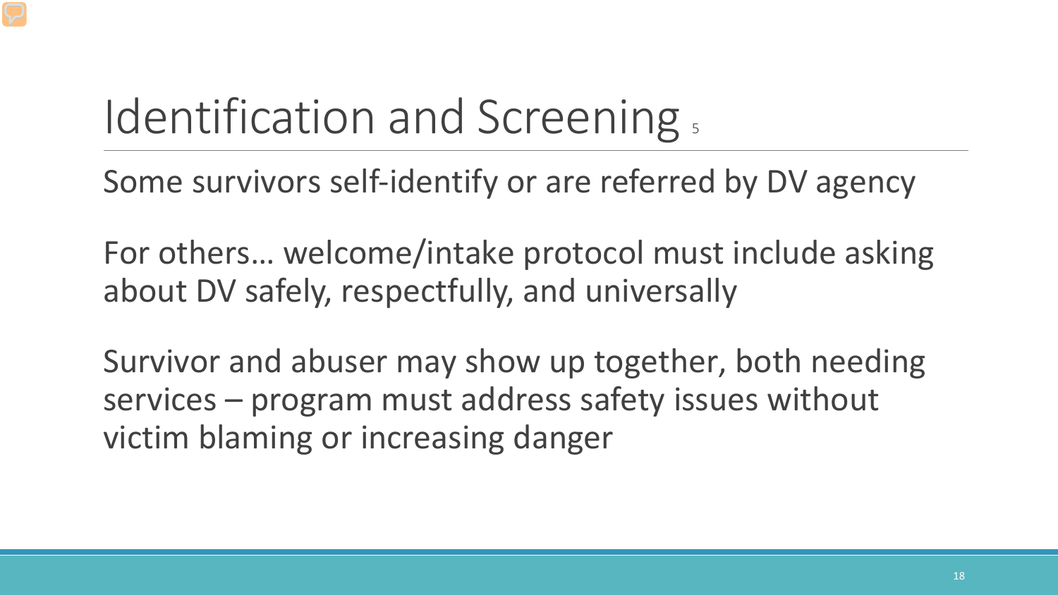# Identification and Screening [5]

Some survivors self-identify or are referred by DV agency

For others… welcome/intake protocol must include asking about DV safely, respectfully, and universally

Survivor and abuser may show up together, both needing services – program must address safety issues without victim blaming or increasing danger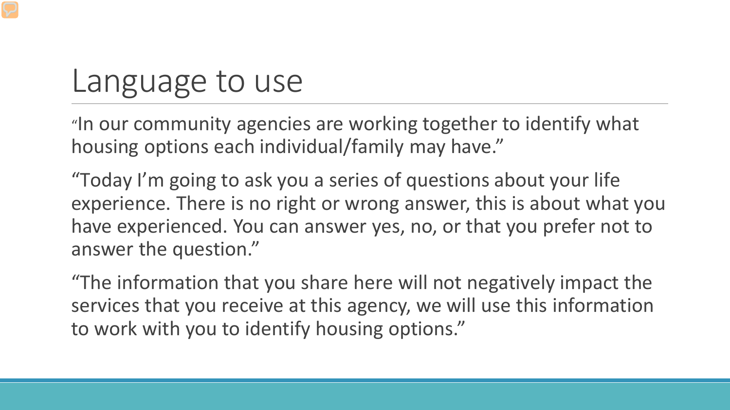# Language to use

"In our community agencies are working together to identify what housing options each individual/family may have."

"Today I'm going to ask you a series of questions about your life experience. There is no right or wrong answer, this is about what you have experienced. You can answer yes, no, or that you prefer not to answer the question."

"The information that you share here will not negatively impact the services that you receive at this agency, we will use this information to work with you to identify housing options."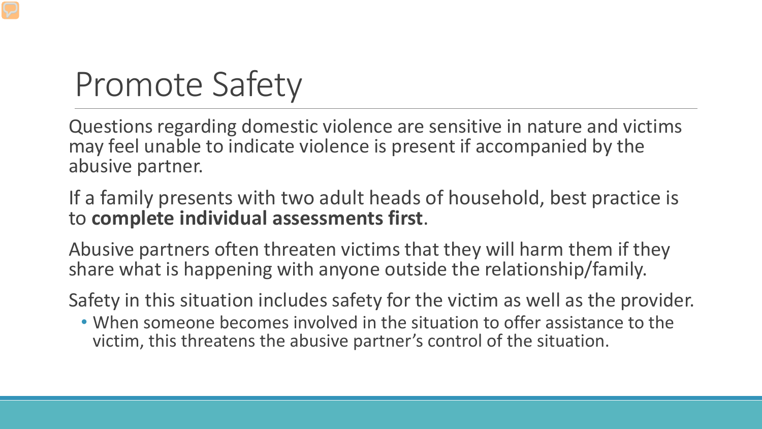# Promote Safety

Questions regarding domestic violence are sensitive in nature and victims may feel unable to indicate violence is present if accompanied by the abusive partner.

If a family presents with two adult heads of household, best practice is to **complete individual assessments first**.

Abusive partners often threaten victims that they will harm them if they share what is happening with anyone outside the relationship/family.

Safety in this situation includes safety for the victim as well as the provider.

- When someone becomes involved in the situation to offer assistance to the victim, this threatens the abusive partner's control of the situation.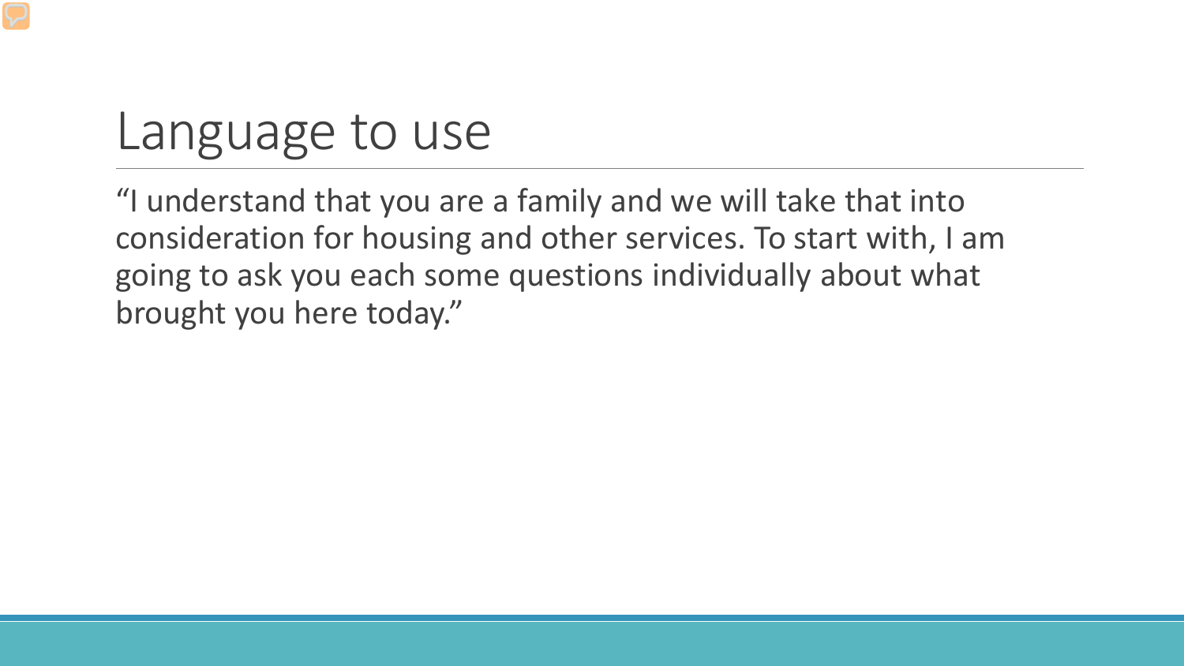# Language to use

"I understand that you are a family and we will take that into consideration for housing and other services. To start with, I am going to ask you each some questions individually about what brought you here today."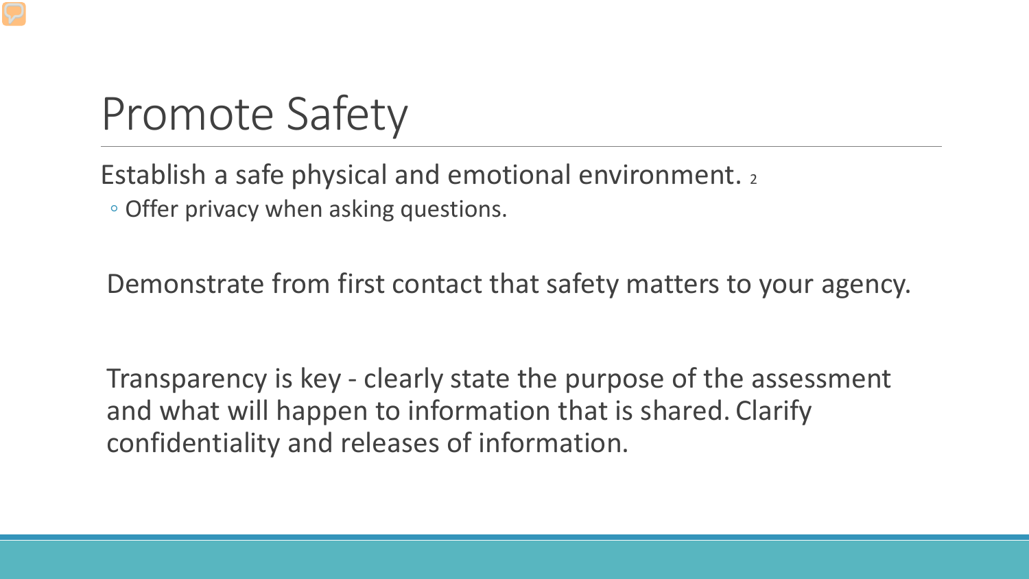# Promote Safety

Establish a safe physical and emotional environment. [2]

- Offer privacy when asking questions.

Demonstrate from first contact that safety matters to your agency.

Transparency is key - clearly state the purpose of the assessment and what will happen to information that is shared. Clarify confidentiality and releases of information.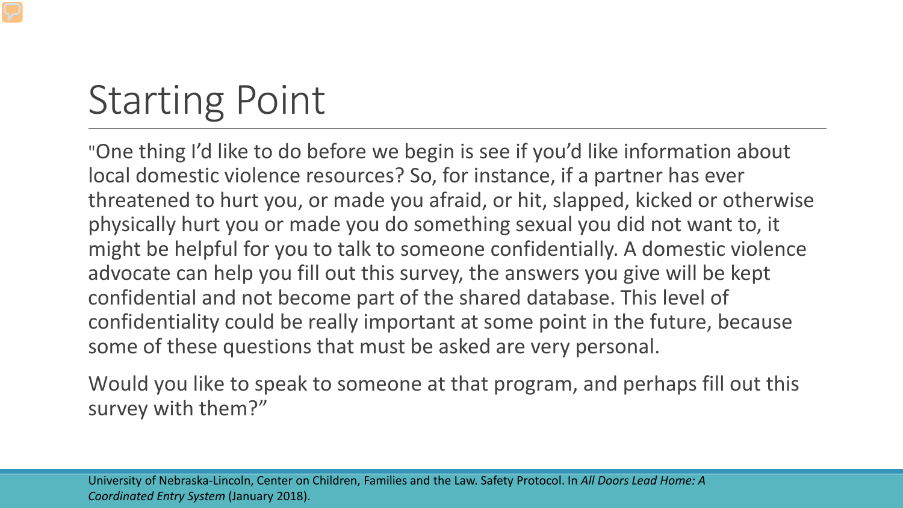# Starting Point

"One thing I'd like to do before we begin is see if you'd like information about local domestic violence resources? So, for instance, if a partner has ever threatened to hurt you, or made you afraid, or hit, slapped, kicked or otherwise physically hurt you or made you do something sexual you did not want to, it might be helpful for you to talk to someone confidentially. A domestic violence advocate can help you fill out this survey, the answers you give will be kept confidential and not become part of the shared database. This level of confidentiality could be really important at some point in the future, because some of these questions that must be asked are very personal.

Would you like to speak to someone at that program, and perhaps fill out this survey with them?"

University of Nebraska-Lincoln, Center on Children, Families and the Law. Safety Protocol. In *All Doors Lead Home: A Coordinated Entry System* (January 2018).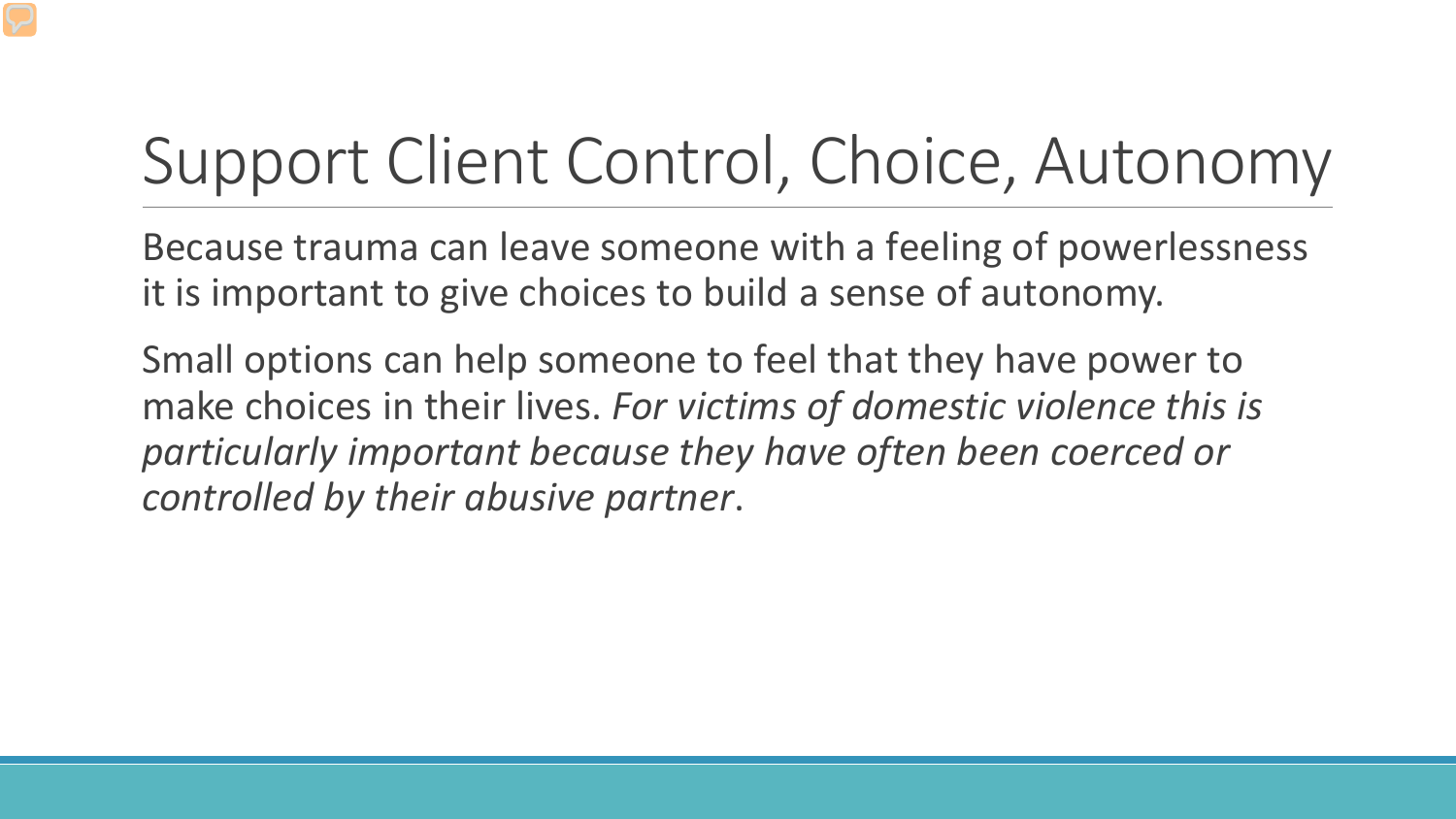# Support Client Control, Choice, Autonomy

Because trauma can leave someone with a feeling of powerlessness it is important to give choices to build a sense of autonomy.

Small options can help someone to feel that they have power to make choices in their lives. *For victims of domestic violence this is particularly important because they have often been coerced or controlled by their abusive partner*.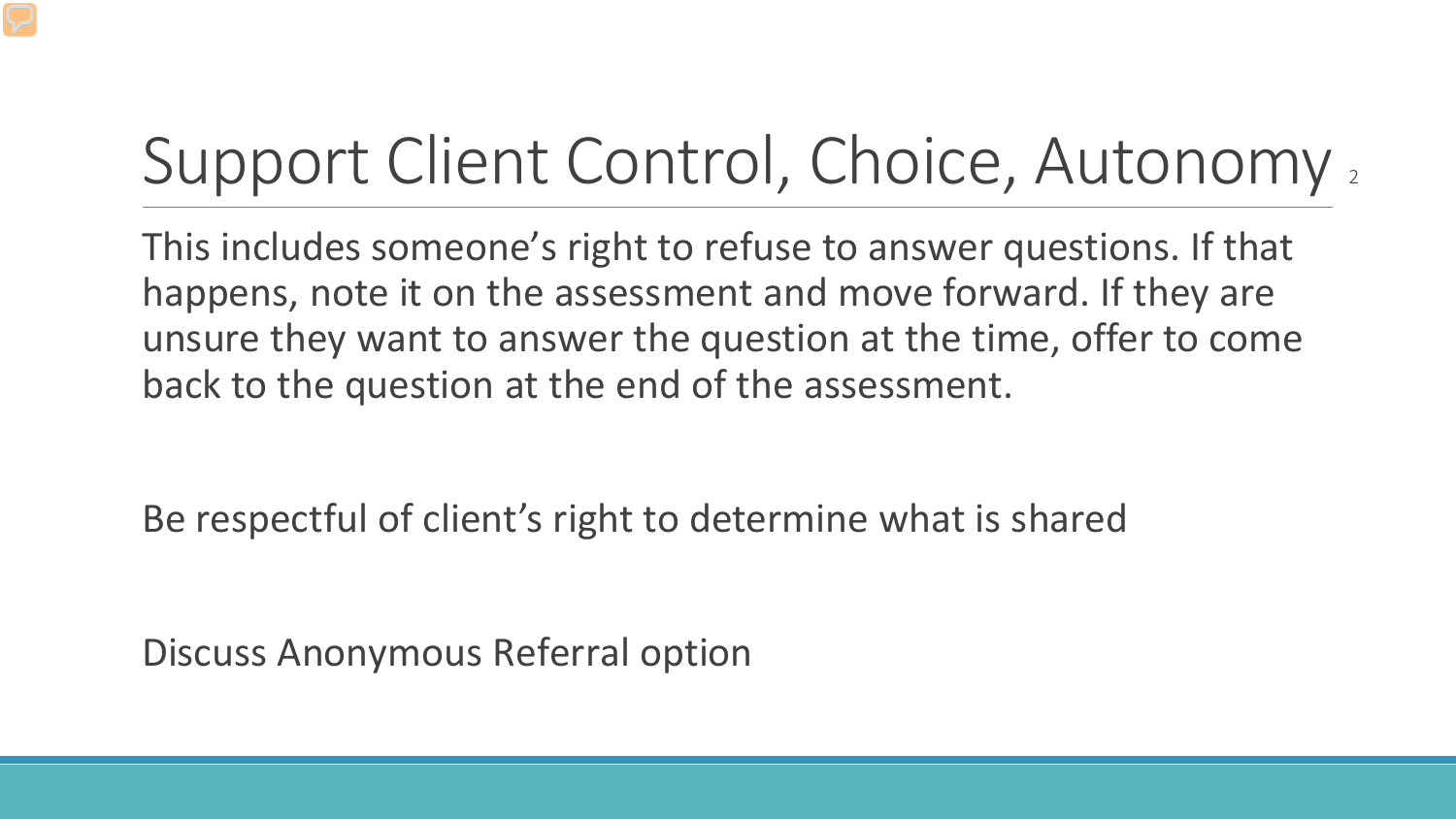# Support Client Control, Choice, Autonomy

This includes someone's right to refuse to answer questions. If that happens, note it on the assessment and move forward. If they are unsure they want to answer the question at the time, offer to come back to the question at the end of the assessment.

Be respectful of client's right to determine what is shared

Discuss Anonymous Referral option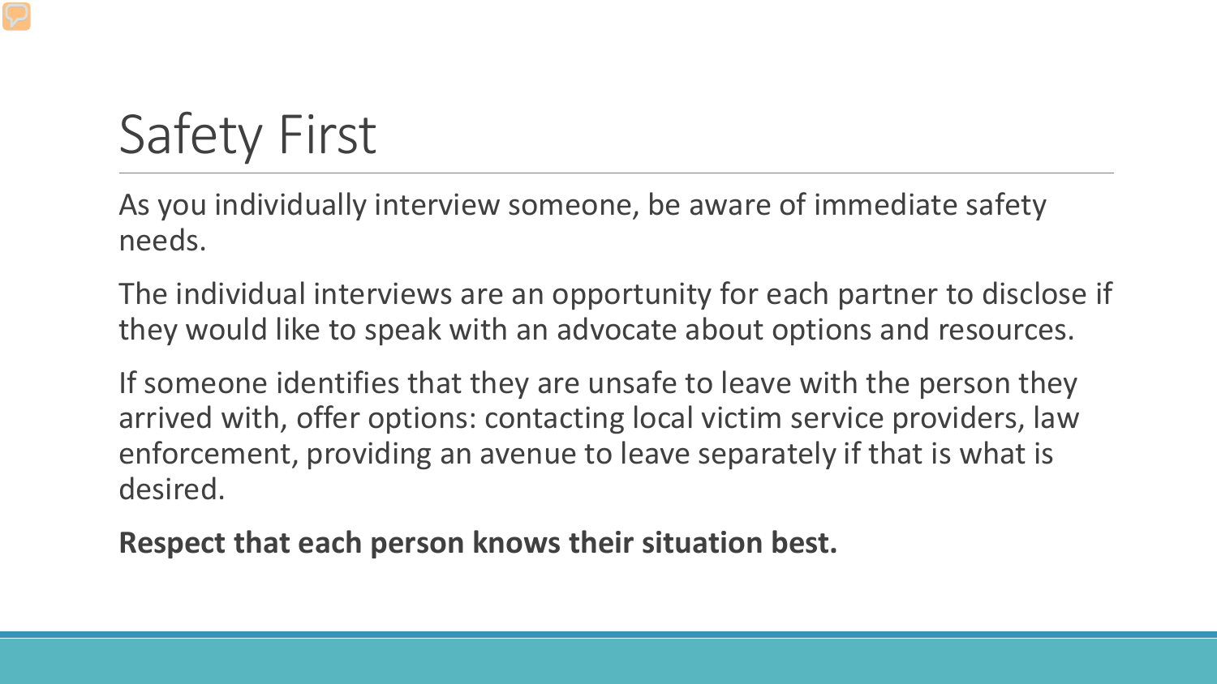# Safety First

As you individually interview someone, be aware of immediate safety needs.

The individual interviews are an opportunity for each partner to disclose if they would like to speak with an advocate about options and resources.

If someone identifies that they are unsafe to leave with the person they arrived with, offer options: contacting local victim service providers, law enforcement, providing an avenue to leave separately if that is what is desired.

**Respect that each person knows their situation best.**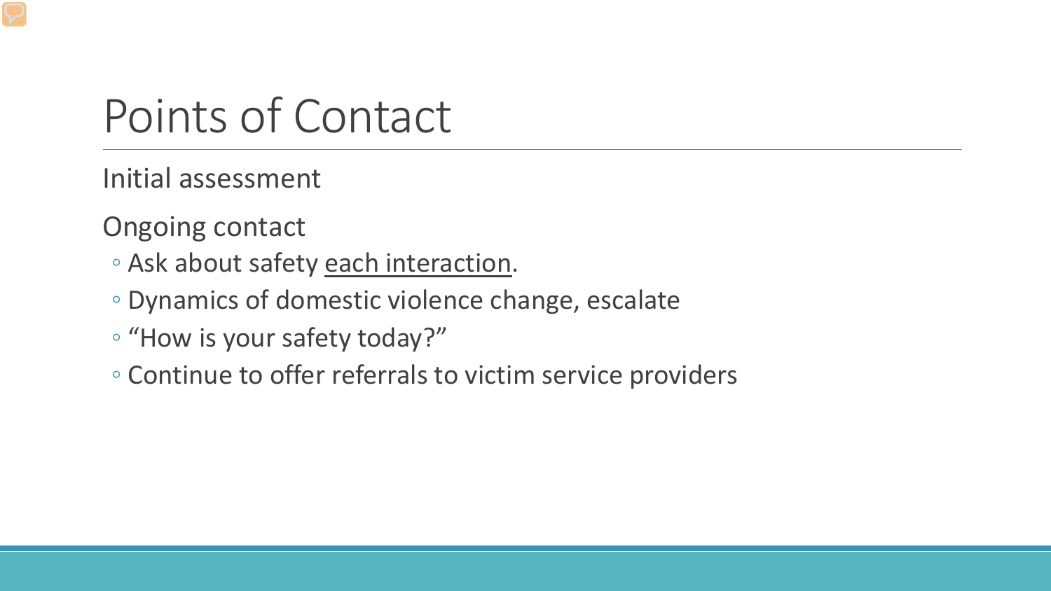# Points of Contact

Initial assessment

Ongoing contact

- Ask about safety <u>each interaction</u>.
- Dynamics of domestic violence change, escalate
- “How is your safety today?”
- Continue to offer referrals to victim service providers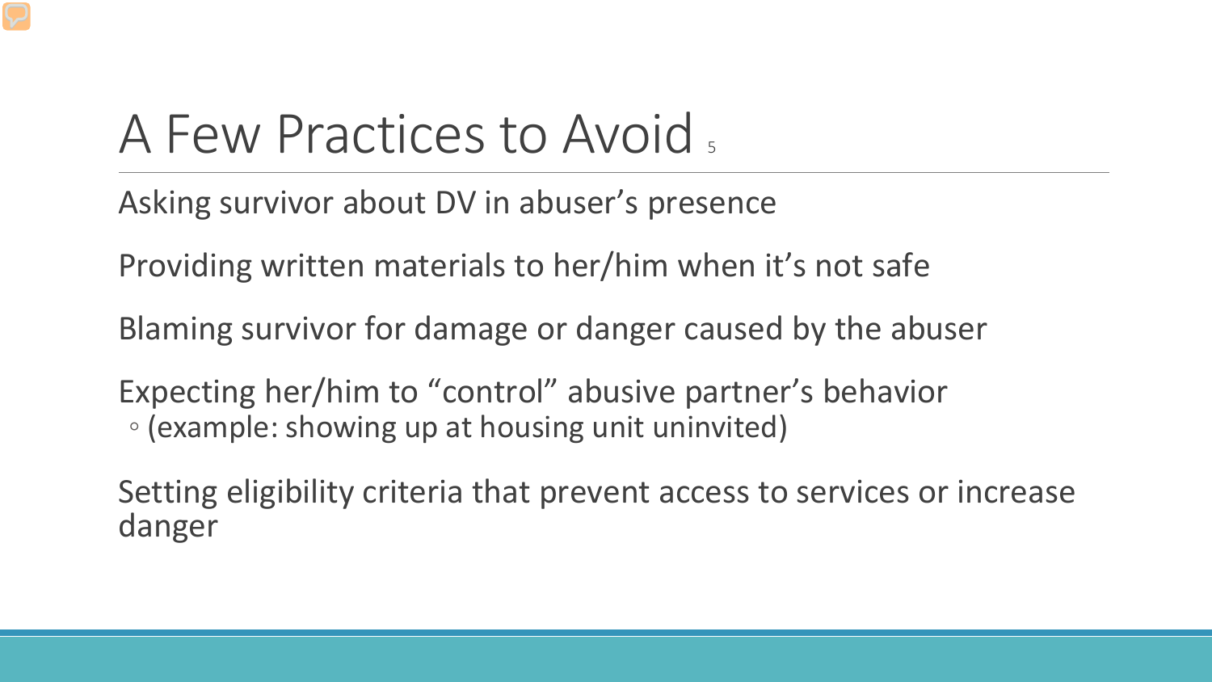# A Few Practices to Avoid [5]

Asking survivor about DV in abuser's presence

Providing written materials to her/him when it's not safe

Blaming survivor for damage or danger caused by the abuser

Expecting her/him to "control" abusive partner's behavior
- (example: showing up at housing unit uninvited)

Setting eligibility criteria that prevent access to services or increase danger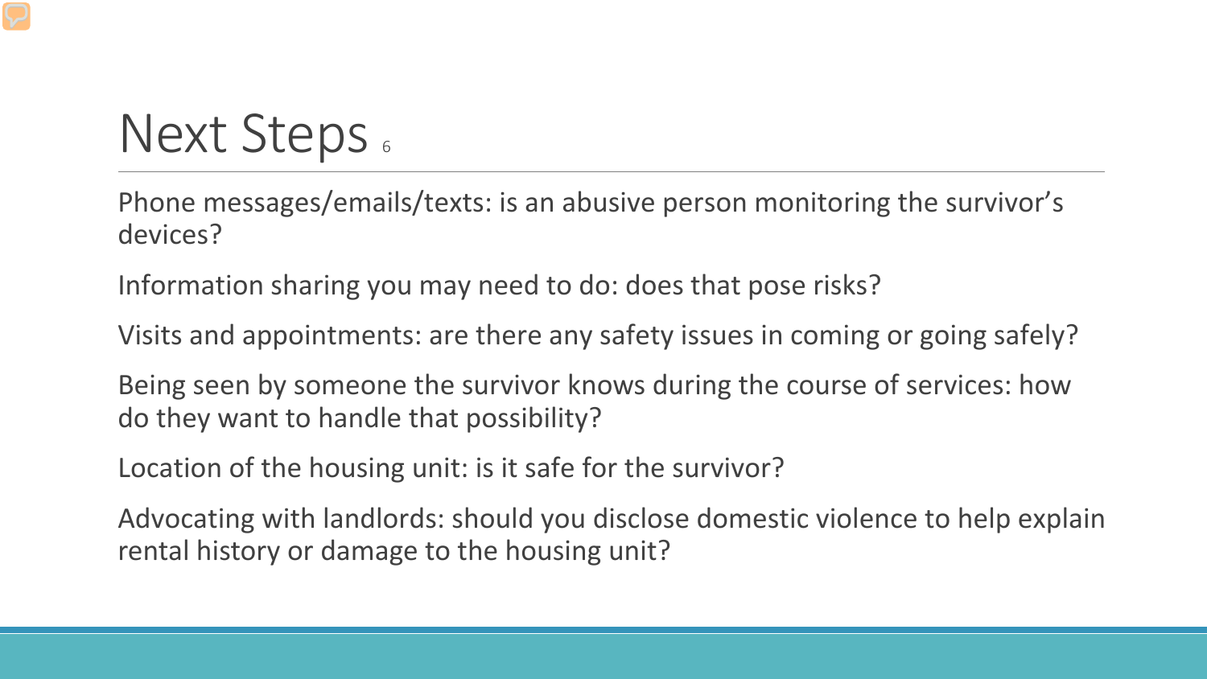# Next Steps [6]

Phone messages/emails/texts: is an abusive person monitoring the survivor's devices?

Information sharing you may need to do: does that pose risks?

Visits and appointments: are there any safety issues in coming or going safely?

Being seen by someone the survivor knows during the course of services: how do they want to handle that possibility?

Location of the housing unit: is it safe for the survivor?

Advocating with landlords: should you disclose domestic violence to help explain rental history or damage to the housing unit?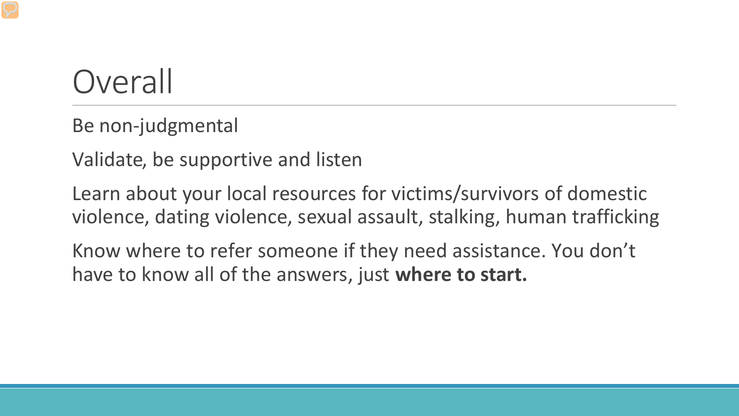# Overall

Be non-judgmental

Validate, be supportive and listen

Learn about your local resources for victims/survivors of domestic violence, dating violence, sexual assault, stalking, human trafficking

Know where to refer someone if they need assistance. You don't have to know all of the answers, just **where to start.**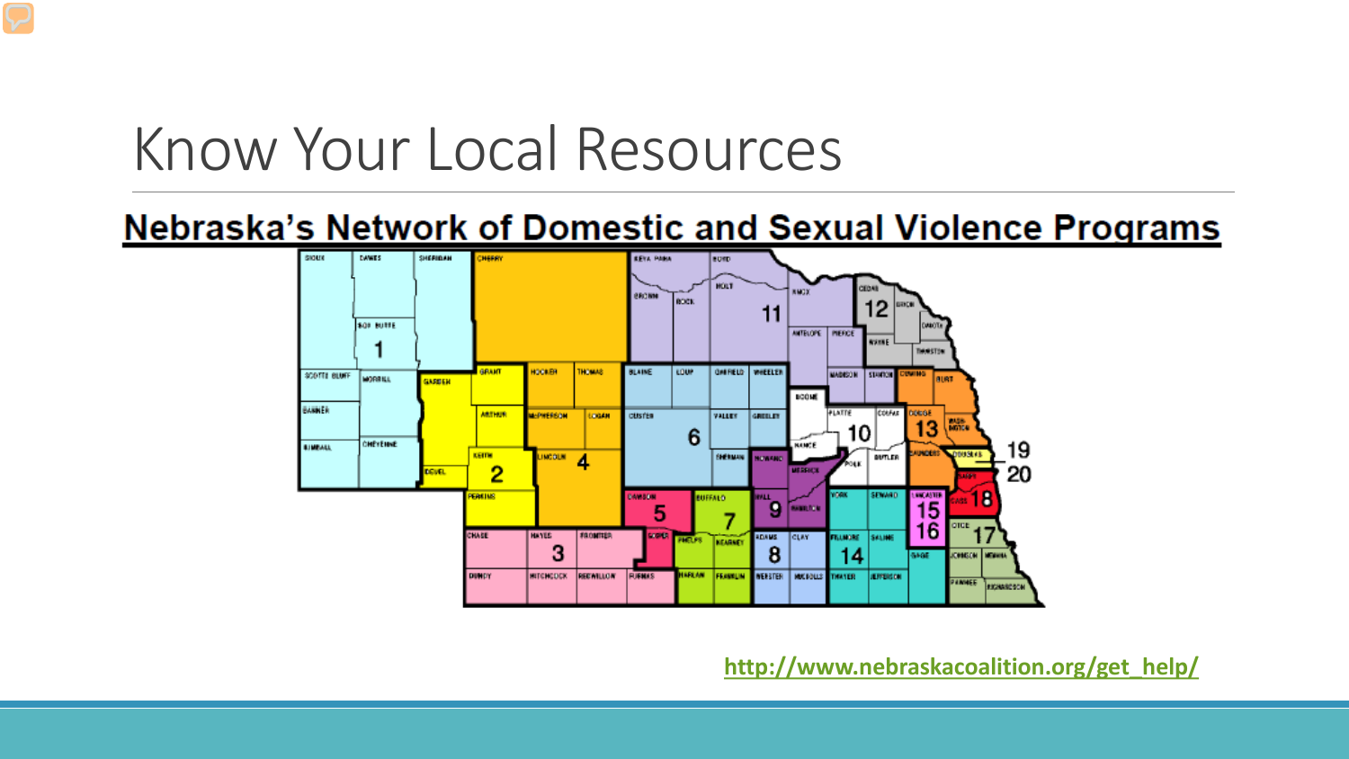# Know Your Local Resources

## Nebraska's Network of Domestic and Sexual Violence Programs

http://www.nebraskacoalition.org/get_help/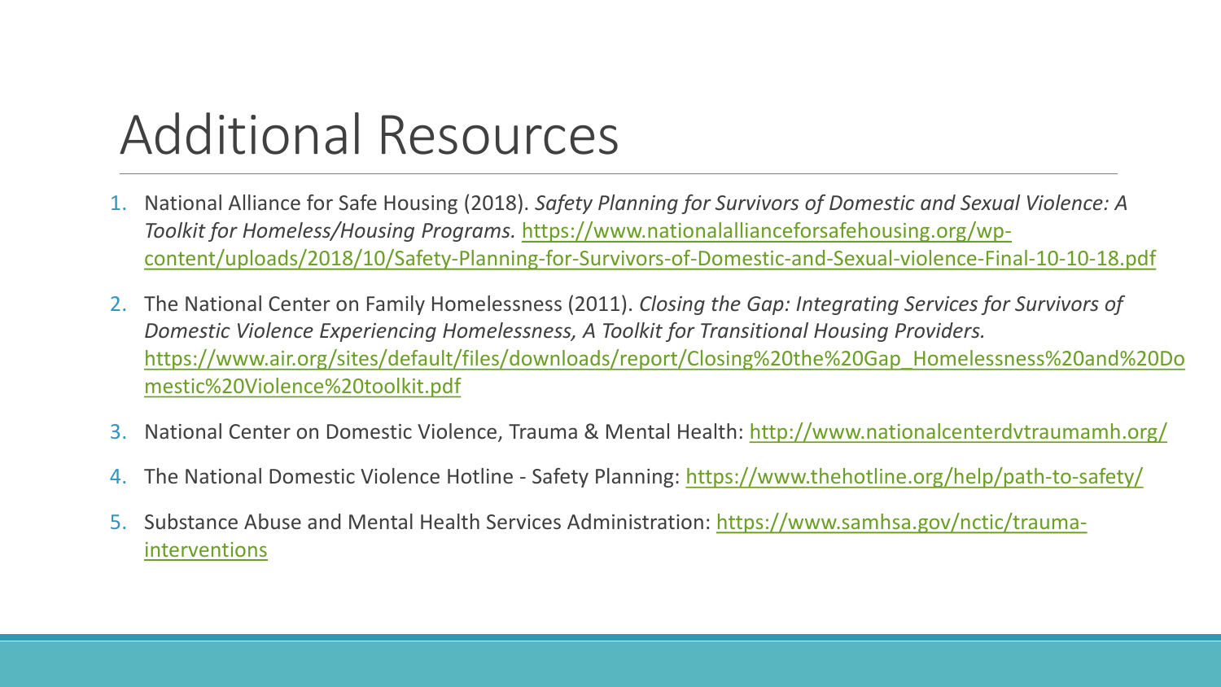# Additional Resources

1. National Alliance for Safe Housing (2018). *Safety Planning for Survivors of Domestic and Sexual Violence: A Toolkit for Homeless/Housing Programs.* https://www.nationalallianceforsafehousing.org/wp-content/uploads/2018/10/Safety-Planning-for-Survivors-of-Domestic-and-Sexual-violence-Final-10-10-18.pdf
2. The National Center on Family Homelessness (2011). *Closing the Gap: Integrating Services for Survivors of Domestic Violence Experiencing Homelessness, A Toolkit for Transitional Housing Providers.* https://www.air.org/sites/default/files/downloads/report/Closing%20the%20Gap_Homelessness%20and%20Domestic%20Violence%20toolkit.pdf
3. National Center on Domestic Violence, Trauma & Mental Health: http://www.nationalcenterdvtraumamh.org/
4. The National Domestic Violence Hotline - Safety Planning: https://www.thehotline.org/help/path-to-safety/
5. Substance Abuse and Mental Health Services Administration: https://www.samhsa.gov/nctic/trauma-interventions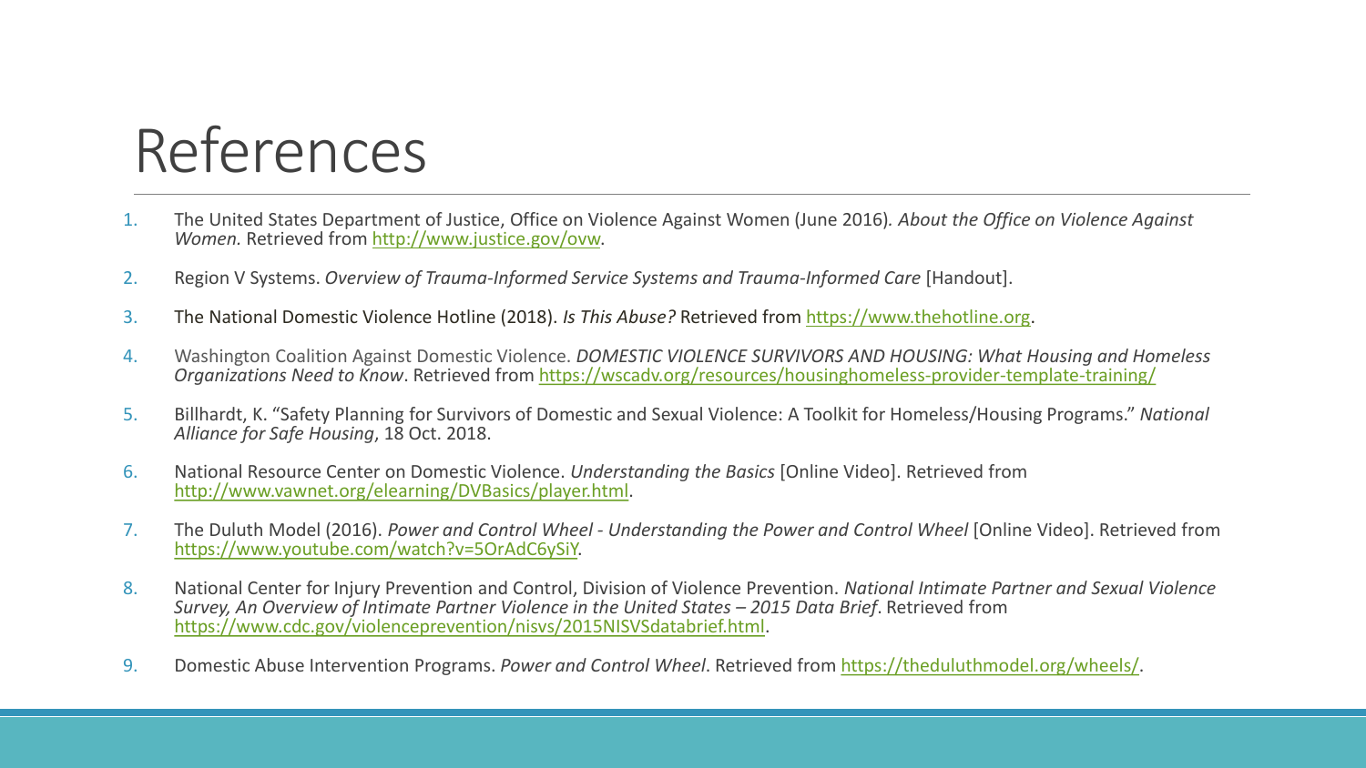# References

1. The United States Department of Justice, Office on Violence Against Women (June 2016). *About the Office on Violence Against Women.* Retrieved from http://www.justice.gov/ovw.

2. Region V Systems. *Overview of Trauma-Informed Service Systems and Trauma-Informed Care* [Handout].

3. The National Domestic Violence Hotline (2018). *Is This Abuse?* Retrieved from https://www.thehotline.org.

4. Washington Coalition Against Domestic Violence. *DOMESTIC VIOLENCE SURVIVORS AND HOUSING: What Housing and Homeless Organizations Need to Know*. Retrieved from https://wscadv.org/resources/housinghomeless-provider-template-training/

5. Billhardt, K. "Safety Planning for Survivors of Domestic and Sexual Violence: A Toolkit for Homeless/Housing Programs." *National Alliance for Safe Housing*, 18 Oct. 2018.

6. National Resource Center on Domestic Violence. *Understanding the Basics* [Online Video]. Retrieved from http://www.vawnet.org/elearning/DVBasics/player.html.

7. The Duluth Model (2016). *Power and Control Wheel - Understanding the Power and Control Wheel* [Online Video]. Retrieved from https://www.youtube.com/watch?v=5OrAdC6ySiY.

8. National Center for Injury Prevention and Control, Division of Violence Prevention. *National Intimate Partner and Sexual Violence Survey, An Overview of Intimate Partner Violence in the United States – 2015 Data Brief*. Retrieved from https://www.cdc.gov/violenceprevention/nisvs/2015NISVSdatabrief.html.

9. Domestic Abuse Intervention Programs. *Power and Control Wheel*. Retrieved from https://theduluthmodel.org/wheels/.